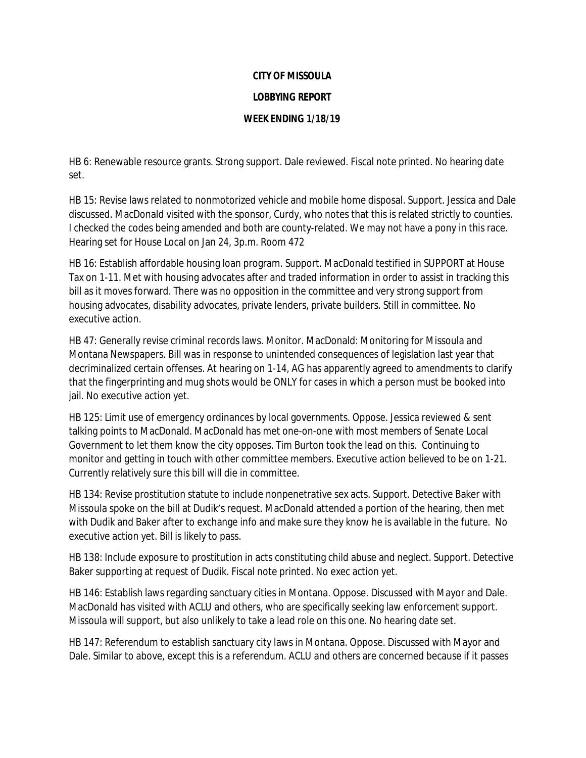**CITY OF MISSOULA**

**LOBBYING REPORT**

**WEEK ENDING 1/18/19**

HB 6: Renewable resource grants. Strong support. Dale reviewed. Fiscal note printed. No hearing date set.

HB 15: Revise laws related to nonmotorized vehicle and mobile home disposal. Support. Jessica and Dale discussed. MacDonald visited with the sponsor, Curdy, who notes that this is related strictly to counties. I checked the codes being amended and both are county-related. We may not have a pony in this race. Hearing set for House Local on Jan 24, 3p.m. Room 472

HB 16: Establish affordable housing loan program. Support. MacDonald testified in SUPPORT at House Tax on 1-11. Met with housing advocates after and traded information in order to assist in tracking this bill as it moves forward. There was no opposition in the committee and very strong support from housing advocates, disability advocates, private lenders, private builders. Still in committee. No executive action.

HB 47: Generally revise criminal records laws. Monitor. MacDonald: Monitoring for Missoula and Montana Newspapers. Bill was in response to unintended consequences of legislation last year that decriminalized certain offenses. At hearing on 1-14, AG has apparently agreed to amendments to clarify that the fingerprinting and mug shots would be ONLY for cases in which a person must be booked into jail. No executive action yet.

HB 125: Limit use of emergency ordinances by local governments. Oppose. Jessica reviewed & sent talking points to MacDonald. MacDonald has met one-on-one with most members of Senate Local Government to let them know the city opposes. Tim Burton took the lead on this. Continuing to monitor and getting in touch with other committee members. Executive action believed to be on 1-21. Currently relatively sure this bill will die in committee.

HB 134: Revise prostitution statute to include nonpenetrative sex acts. Support. Detective Baker with Missoula spoke on the bill at Dudik's request. MacDonald attended a portion of the hearing, then met with Dudik and Baker after to exchange info and make sure they know he is available in the future. No executive action yet. Bill is likely to pass.

HB 138: Include exposure to prostitution in acts constituting child abuse and neglect. Support. Detective Baker supporting at request of Dudik. Fiscal note printed. No exec action yet.

HB 146: Establish laws regarding sanctuary cities in Montana. Oppose. Discussed with Mayor and Dale. MacDonald has visited with ACLU and others, who are specifically seeking law enforcement support. Missoula will support, but also unlikely to take a lead role on this one. No hearing date set.

HB 147: Referendum to establish sanctuary city laws in Montana. Oppose. Discussed with Mayor and Dale. Similar to above, except this is a referendum. ACLU and others are concerned because if it passes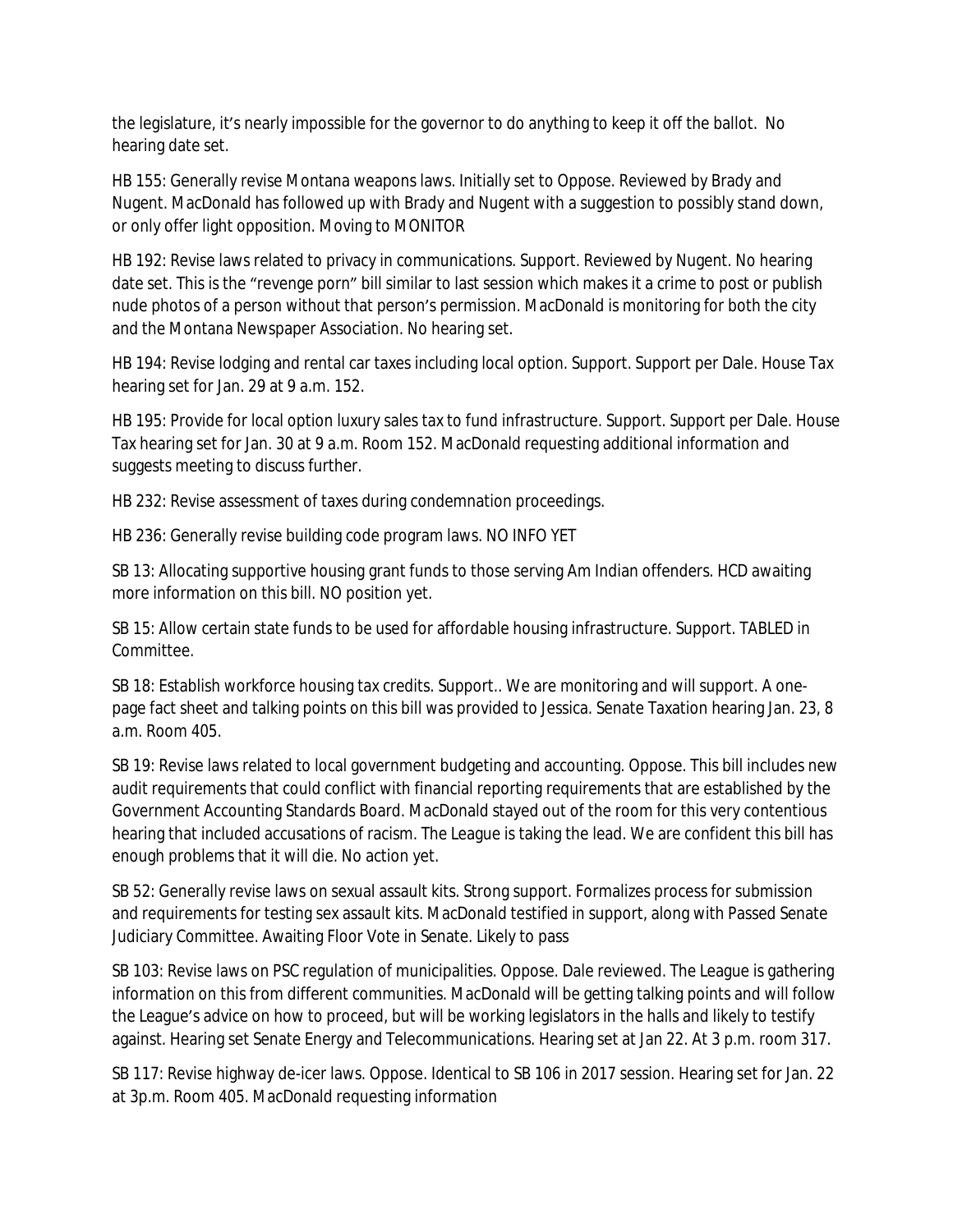the legislature, it's nearly impossible for the governor to do anything to keep it off the ballot. No hearing date set.

HB 155: Generally revise Montana weapons laws. Initially set to Oppose. Reviewed by Brady and Nugent. MacDonald has followed up with Brady and Nugent with a suggestion to possibly stand down, or only offer light opposition. Moving to MONITOR

HB 192: Revise laws related to privacy in communications. Support. Reviewed by Nugent. No hearing date set. This is the "revenge porn" bill similar to last session which makes it a crime to post or publish nude photos of a person without that person's permission. MacDonald is monitoring for both the city and the Montana Newspaper Association. No hearing set.

HB 194: Revise lodging and rental car taxes including local option. Support. Support per Dale. House Tax hearing set for Jan. 29 at 9 a.m. 152.

HB 195: Provide for local option luxury sales tax to fund infrastructure. Support. Support per Dale. House Tax hearing set for Jan. 30 at 9 a.m. Room 152. MacDonald requesting additional information and suggests meeting to discuss further.

HB 232: Revise assessment of taxes during condemnation proceedings.

HB 236: Generally revise building code program laws. NO INFO YET

SB 13: Allocating supportive housing grant funds to those serving Am Indian offenders. HCD awaiting more information on this bill. NO position yet.

SB 15: Allow certain state funds to be used for affordable housing infrastructure. Support. TABLED in Committee.

SB 18: Establish workforce housing tax credits. Support.. We are monitoring and will support. A one-page fact sheet and talking points on this bill was provided to Jessica. Senate Taxation hearing Jan. 23, 8 a.m. Room 405.

SB 19: Revise laws related to local government budgeting and accounting. Oppose. This bill includes new audit requirements that could conflict with financial reporting requirements that are established by the Government Accounting Standards Board. MacDonald stayed out of the room for this very contentious hearing that included accusations of racism. The League is taking the lead. We are confident this bill has enough problems that it will die. No action yet.

SB 52: Generally revise laws on sexual assault kits. Strong support. Formalizes process for submission and requirements for testing sex assault kits. MacDonald testified in support, along with Passed Senate Judiciary Committee. Awaiting Floor Vote in Senate. Likely to pass

SB 103: Revise laws on PSC regulation of municipalities. Oppose. Dale reviewed. The League is gathering information on this from different communities. MacDonald will be getting talking points and will follow the League's advice on how to proceed, but will be working legislators in the halls and likely to testify against. Hearing set Senate Energy and Telecommunications. Hearing set at Jan 22. At 3 p.m. room 317.

SB 117: Revise highway de-icer laws. Oppose. Identical to SB 106 in 2017 session. Hearing set for Jan. 22 at 3p.m. Room 405. MacDonald requesting information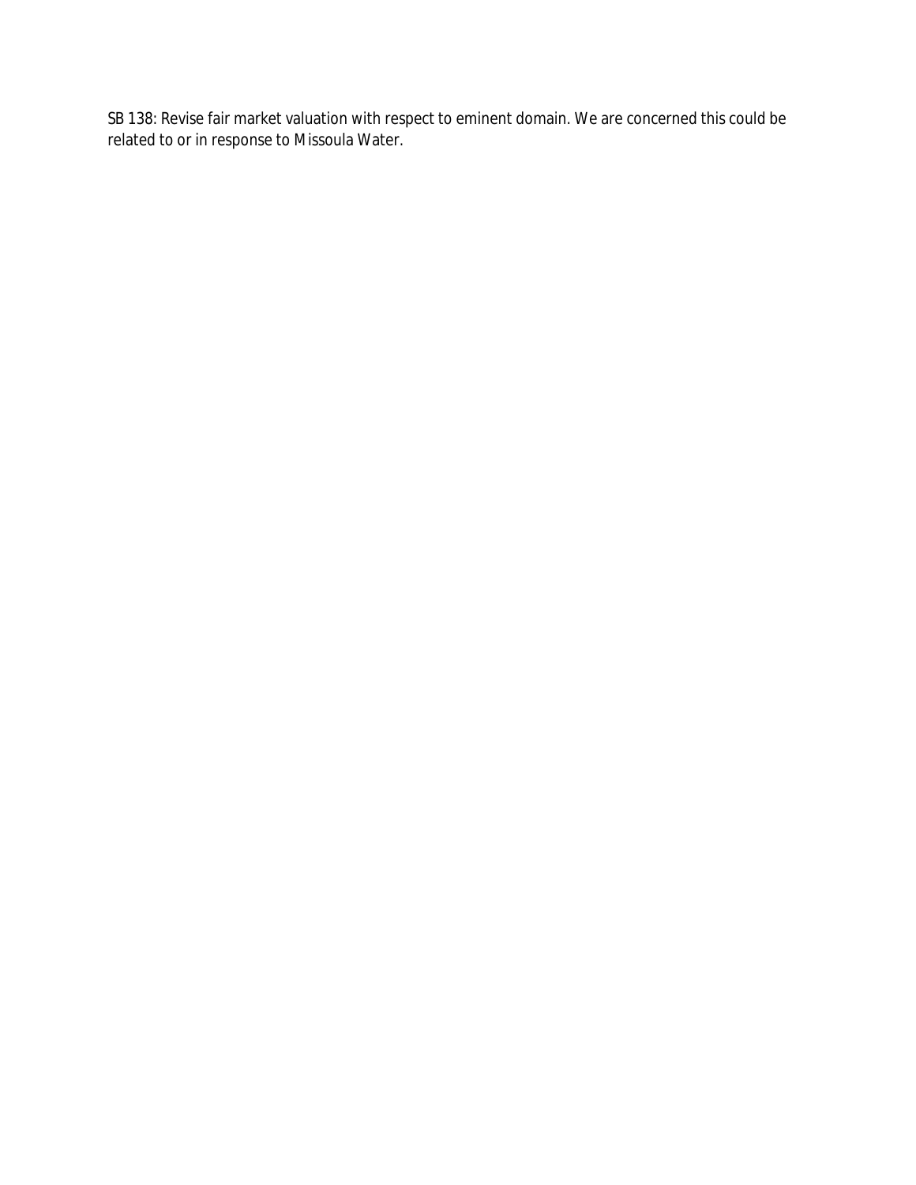SB 138: Revise fair market valuation with respect to eminent domain. We are concerned this could be related to or in response to Missoula Water.